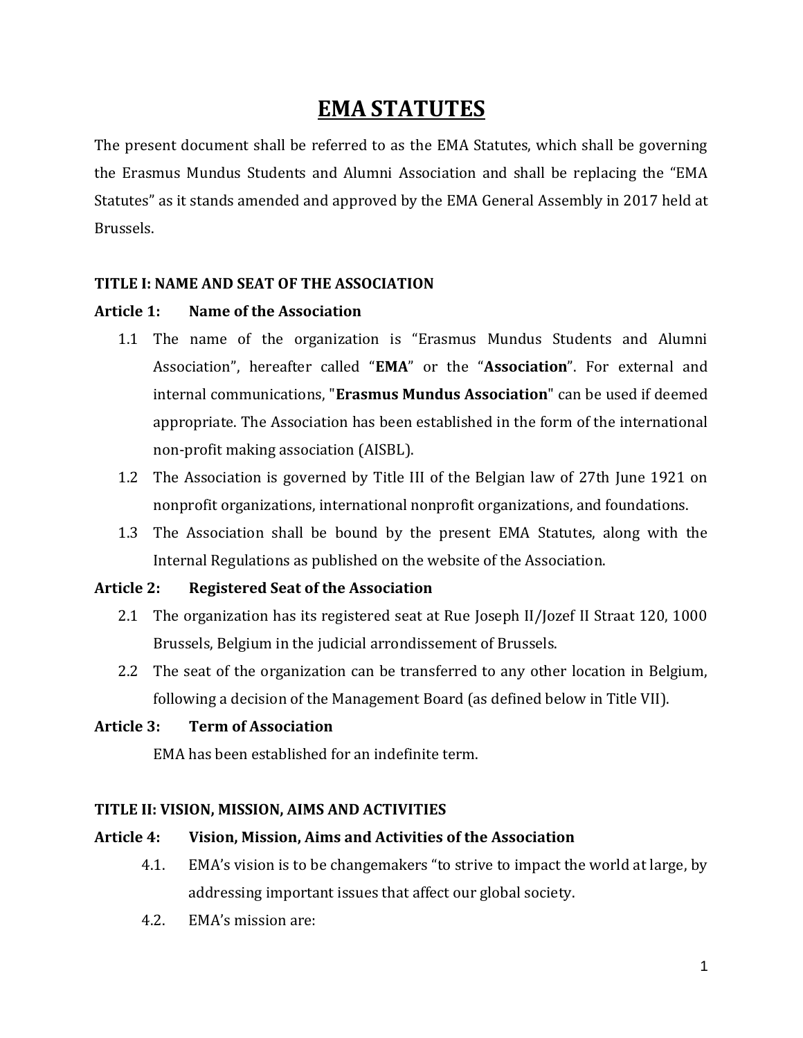# EMA STATUTES

The present document shall be referred to as the EMA Statutes, which shall be governing the Erasmus Mundus Students and Alumni Association and shall be replacing the "EMA Statutes" as it stands amended and approved by the EMA General Assembly in 2017 held at Brussels.

## TITLE I: NAME AND SEAT OF THE ASSOCIATION

### Article 1: Name of the Association

1.1 The name of the organization is "Erasmus Mundus Students and Alumni Association", hereafter called "**EMA**" or the "**Association**". For external and internal communications, "**Erasmus Mundus Association**" can be used if deemed appropriate. The Association has been established in the form of the international non-profit making association (AISBL).

1.2 The Association is governed by Title III of the Belgian law of 27th June 1921 on nonprofit organizations, international nonprofit organizations, and foundations.

1.3 The Association shall be bound by the present EMA Statutes, along with the Internal Regulations as published on the website of the Association.

### Article 2: Registered Seat of the Association

2.1 The organization has its registered seat at Rue Joseph II/Jozef II Straat 120, 1000 Brussels, Belgium in the judicial arrondissement of Brussels.

2.2 The seat of the organization can be transferred to any other location in Belgium, following a decision of the Management Board (as defined below in Title VII).

### Article 3: Term of Association

EMA has been established for an indefinite term.

## TITLE II: VISION, MISSION, AIMS AND ACTIVITIES

### Article 4: Vision, Mission, Aims and Activities of the Association

4.1. EMA's vision is to be changemakers "to strive to impact the world at large, by addressing important issues that affect our global society.

4.2. EMA's mission are: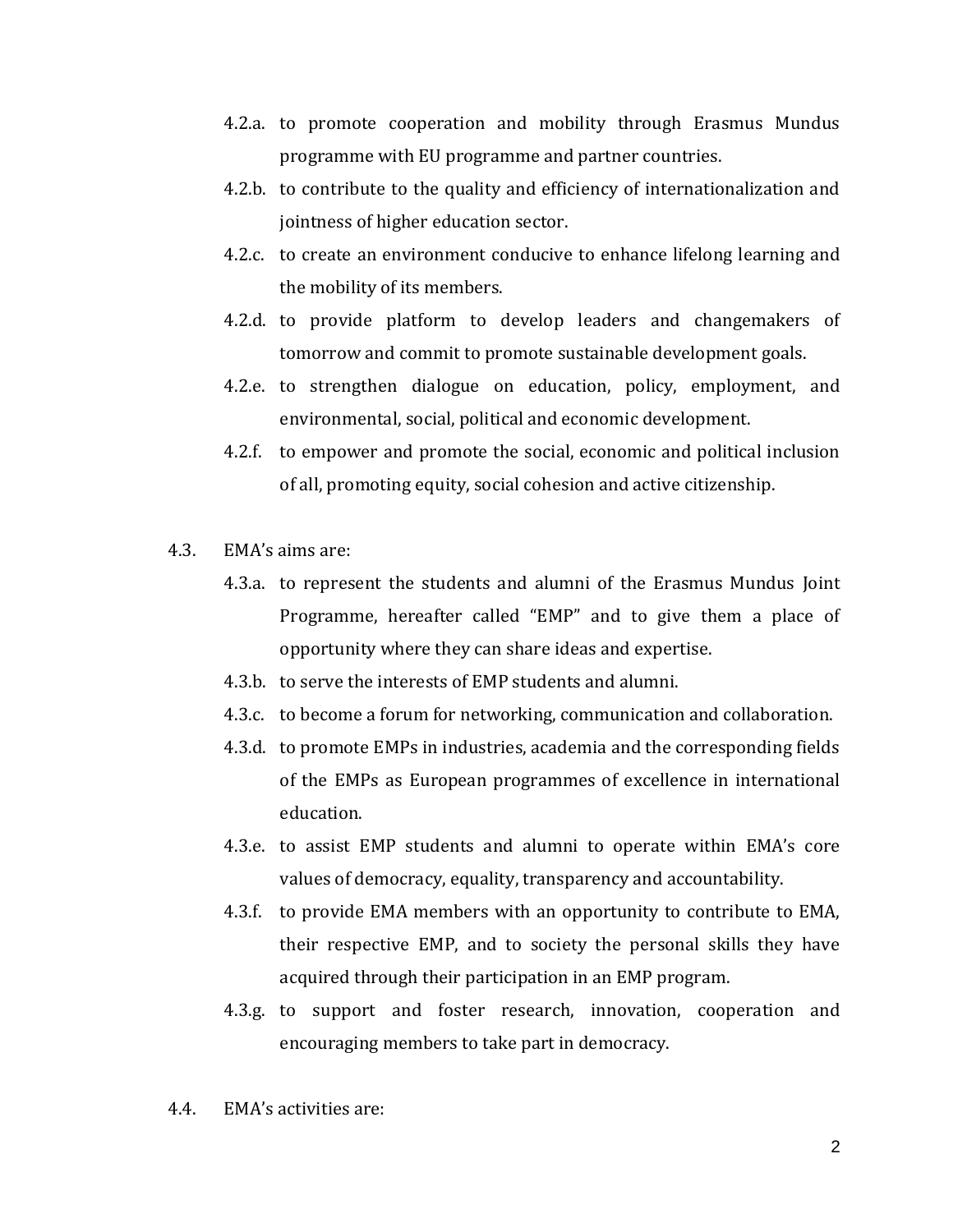- 4.2.a. to promote cooperation and mobility through Erasmus Mundus programme with EU programme and partner countries.
- 4.2.b. to contribute to the quality and efficiency of internationalization and jointness of higher education sector.
- 4.2.c. to create an environment conducive to enhance lifelong learning and the mobility of its members.
- 4.2.d. to provide platform to develop leaders and changemakers of tomorrow and commit to promote sustainable development goals.
- 4.2.e. to strengthen dialogue on education, policy, employment, and environmental, social, political and economic development.
- 4.2.f. to empower and promote the social, economic and political inclusion of all, promoting equity, social cohesion and active citizenship.

4.3. EMA's aims are:

- 4.3.a. to represent the students and alumni of the Erasmus Mundus Joint Programme, hereafter called "EMP" and to give them a place of opportunity where they can share ideas and expertise.
- 4.3.b. to serve the interests of EMP students and alumni.
- 4.3.c. to become a forum for networking, communication and collaboration.
- 4.3.d. to promote EMPs in industries, academia and the corresponding fields of the EMPs as European programmes of excellence in international education.
- 4.3.e. to assist EMP students and alumni to operate within EMA's core values of democracy, equality, transparency and accountability.
- 4.3.f. to provide EMA members with an opportunity to contribute to EMA, their respective EMP, and to society the personal skills they have acquired through their participation in an EMP program.
- 4.3.g. to support and foster research, innovation, cooperation and encouraging members to take part in democracy.

4.4. EMA's activities are: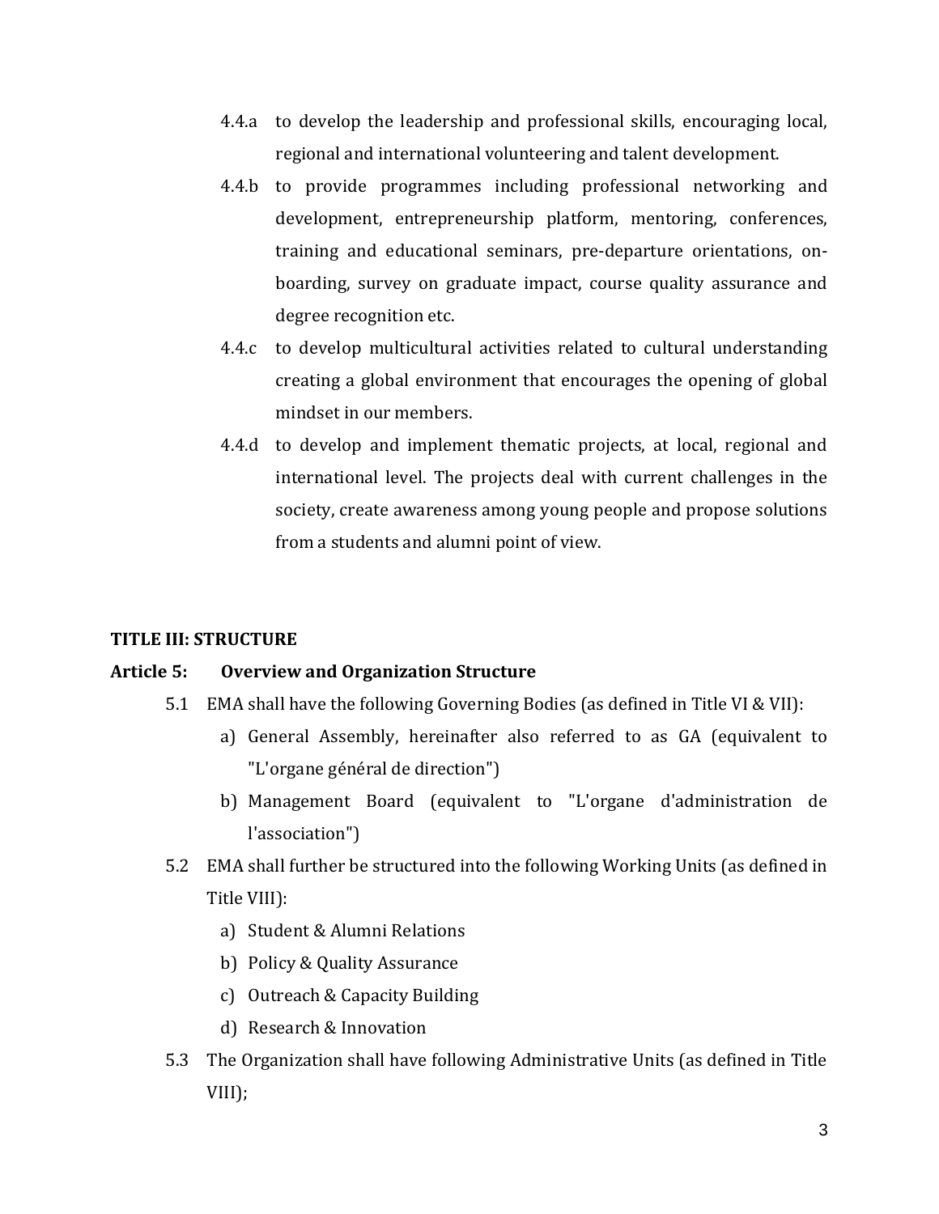4.4.a to develop the leadership and professional skills, encouraging local, regional and international volunteering and talent development.

4.4.b to provide programmes including professional networking and development, entrepreneurship platform, mentoring, conferences, training and educational seminars, pre-departure orientations, on-boarding, survey on graduate impact, course quality assurance and degree recognition etc.

4.4.c to develop multicultural activities related to cultural understanding creating a global environment that encourages the opening of global mindset in our members.

4.4.d to develop and implement thematic projects, at local, regional and international level. The projects deal with current challenges in the society, create awareness among young people and propose solutions from a students and alumni point of view.

## TITLE III: STRUCTURE

### Article 5: Overview and Organization Structure

5.1 EMA shall have the following Governing Bodies (as defined in Title VI & VII):

a) General Assembly, hereinafter also referred to as GA (equivalent to "L'organe général de direction")

b) Management Board (equivalent to "L'organe d'administration de l'association")

5.2 EMA shall further be structured into the following Working Units (as defined in Title VIII):

a) Student & Alumni Relations

b) Policy & Quality Assurance

c) Outreach & Capacity Building

d) Research & Innovation

5.3 The Organization shall have following Administrative Units (as defined in Title VIII);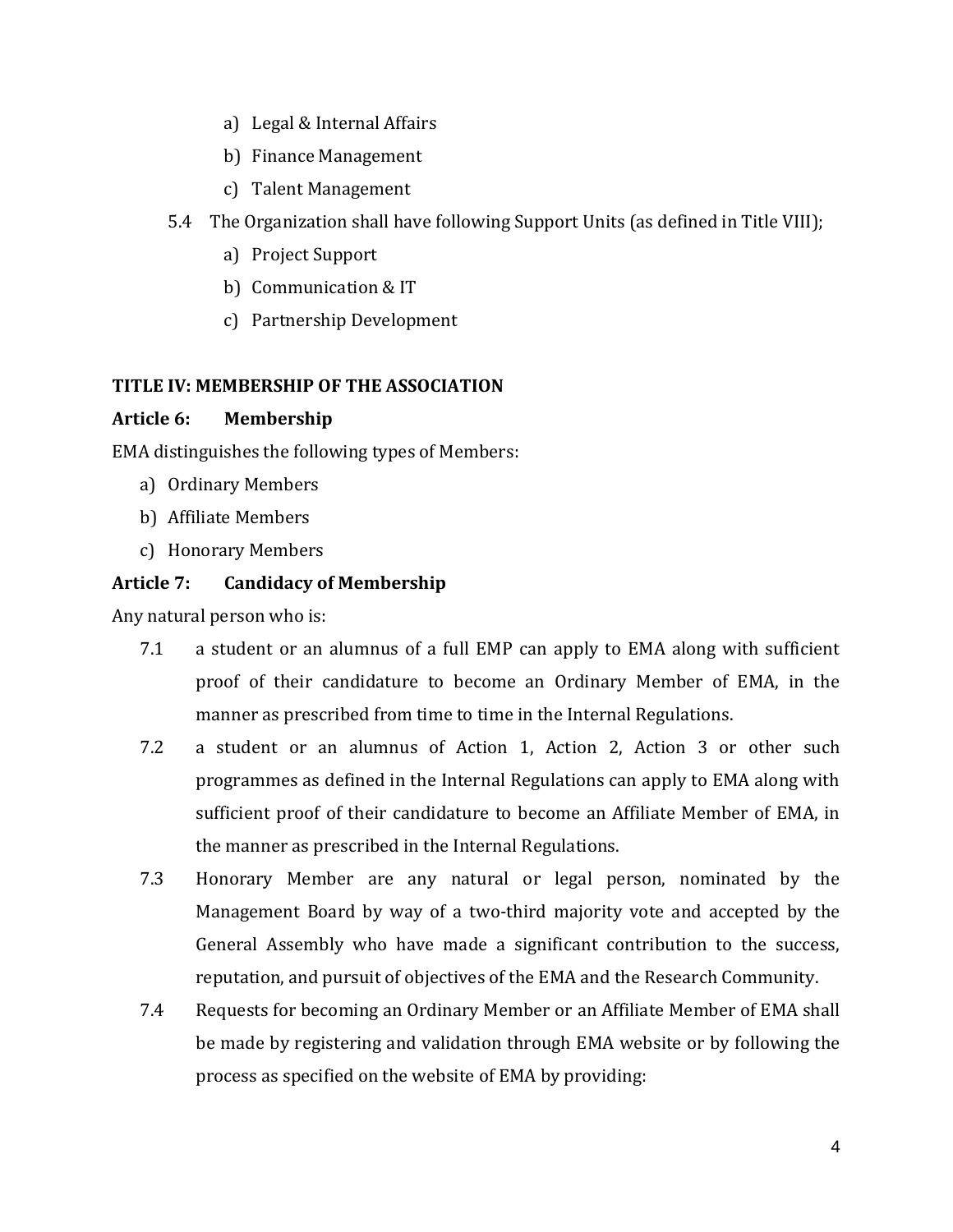a) Legal & Internal Affairs
   b) Finance Management
   c) Talent Management

5.4 The Organization shall have following Support Units (as defined in Title VIII);
   a) Project Support
   b) Communication & IT
   c) Partnership Development

### TITLE IV: MEMBERSHIP OF THE ASSOCIATION

**Article 6: Membership**

EMA distinguishes the following types of Members:

a) Ordinary Members
b) Affiliate Members
c) Honorary Members

**Article 7: Candidacy of Membership**

Any natural person who is:

7.1 a student or an alumnus of a full EMP can apply to EMA along with sufficient proof of their candidature to become an Ordinary Member of EMA, in the manner as prescribed from time to time in the Internal Regulations.

7.2 a student or an alumnus of Action 1, Action 2, Action 3 or other such programmes as defined in the Internal Regulations can apply to EMA along with sufficient proof of their candidature to become an Affiliate Member of EMA, in the manner as prescribed in the Internal Regulations.

7.3 Honorary Member are any natural or legal person, nominated by the Management Board by way of a two-third majority vote and accepted by the General Assembly who have made a significant contribution to the success, reputation, and pursuit of objectives of the EMA and the Research Community.

7.4 Requests for becoming an Ordinary Member or an Affiliate Member of EMA shall be made by registering and validation through EMA website or by following the process as specified on the website of EMA by providing: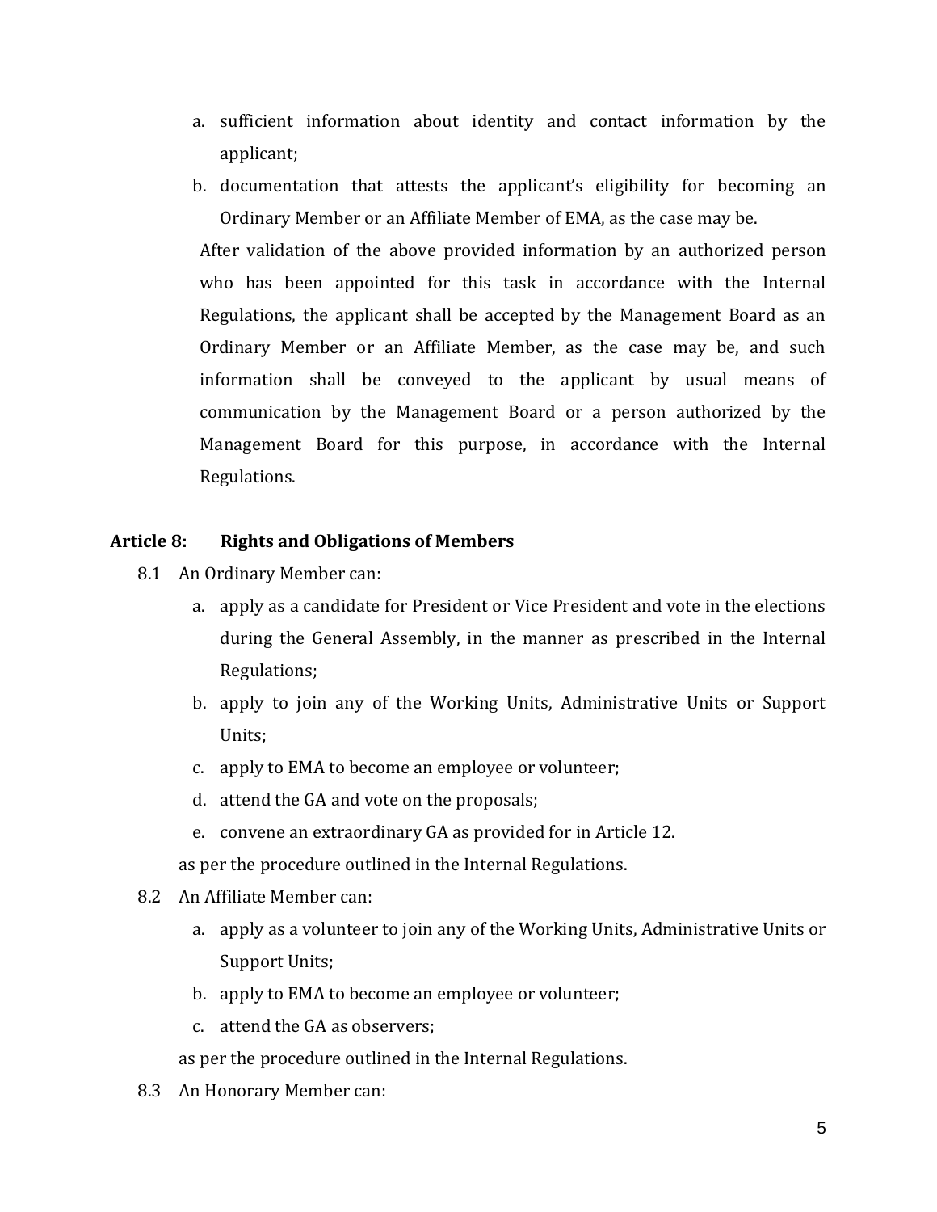a. sufficient information about identity and contact information by the applicant;
b. documentation that attests the applicant's eligibility for becoming an Ordinary Member or an Affiliate Member of EMA, as the case may be.

After validation of the above provided information by an authorized person who has been appointed for this task in accordance with the Internal Regulations, the applicant shall be accepted by the Management Board as an Ordinary Member or an Affiliate Member, as the case may be, and such information shall be conveyed to the applicant by usual means of communication by the Management Board or a person authorized by the Management Board for this purpose, in accordance with the Internal Regulations.

## Article 8: Rights and Obligations of Members

8.1 An Ordinary Member can:

a. apply as a candidate for President or Vice President and vote in the elections during the General Assembly, in the manner as prescribed in the Internal Regulations;
b. apply to join any of the Working Units, Administrative Units or Support Units;
c. apply to EMA to become an employee or volunteer;
d. attend the GA and vote on the proposals;
e. convene an extraordinary GA as provided for in Article 12.

as per the procedure outlined in the Internal Regulations.

8.2 An Affiliate Member can:

a. apply as a volunteer to join any of the Working Units, Administrative Units or Support Units;
b. apply to EMA to become an employee or volunteer;
c. attend the GA as observers;

as per the procedure outlined in the Internal Regulations.

8.3 An Honorary Member can: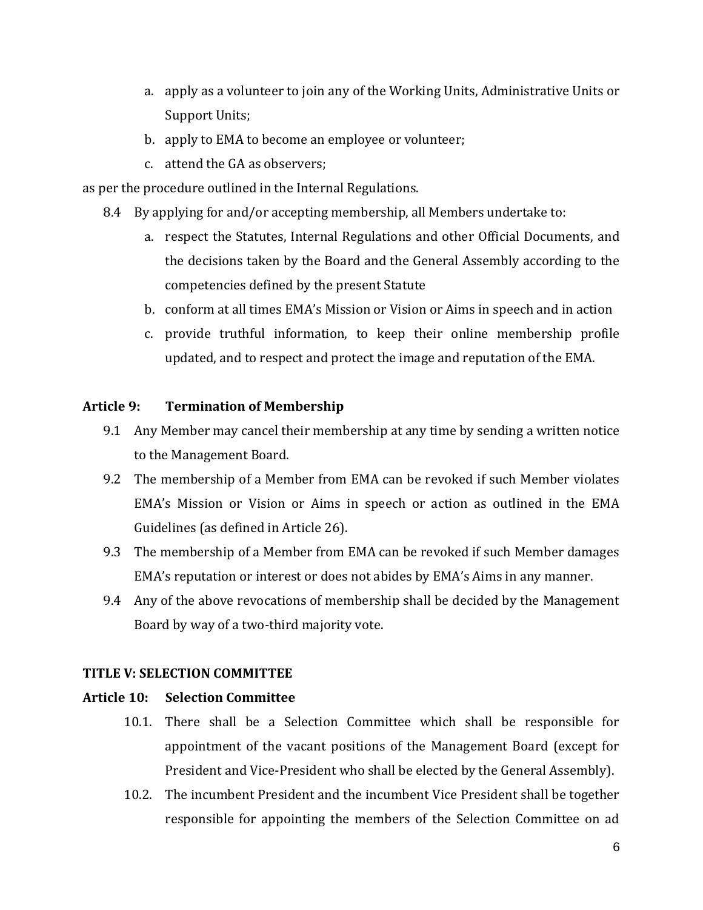a. apply as a volunteer to join any of the Working Units, Administrative Units or Support Units;
b. apply to EMA to become an employee or volunteer;
c. attend the GA as observers;

as per the procedure outlined in the Internal Regulations.

8.4 By applying for and/or accepting membership, all Members undertake to:

a. respect the Statutes, Internal Regulations and other Official Documents, and the decisions taken by the Board and the General Assembly according to the competencies defined by the present Statute
b. conform at all times EMA's Mission or Vision or Aims in speech and in action
c. provide truthful information, to keep their online membership profile updated, and to respect and protect the image and reputation of the EMA.

### Article 9: Termination of Membership

9.1 Any Member may cancel their membership at any time by sending a written notice to the Management Board.

9.2 The membership of a Member from EMA can be revoked if such Member violates EMA's Mission or Vision or Aims in speech or action as outlined in the EMA Guidelines (as defined in Article 26).

9.3 The membership of a Member from EMA can be revoked if such Member damages EMA's reputation or interest or does not abides by EMA's Aims in any manner.

9.4 Any of the above revocations of membership shall be decided by the Management Board by way of a two-third majority vote.

## TITLE V: SELECTION COMMITTEE

### Article 10: Selection Committee

10.1. There shall be a Selection Committee which shall be responsible for appointment of the vacant positions of the Management Board (except for President and Vice-President who shall be elected by the General Assembly).

10.2. The incumbent President and the incumbent Vice President shall be together responsible for appointing the members of the Selection Committee on ad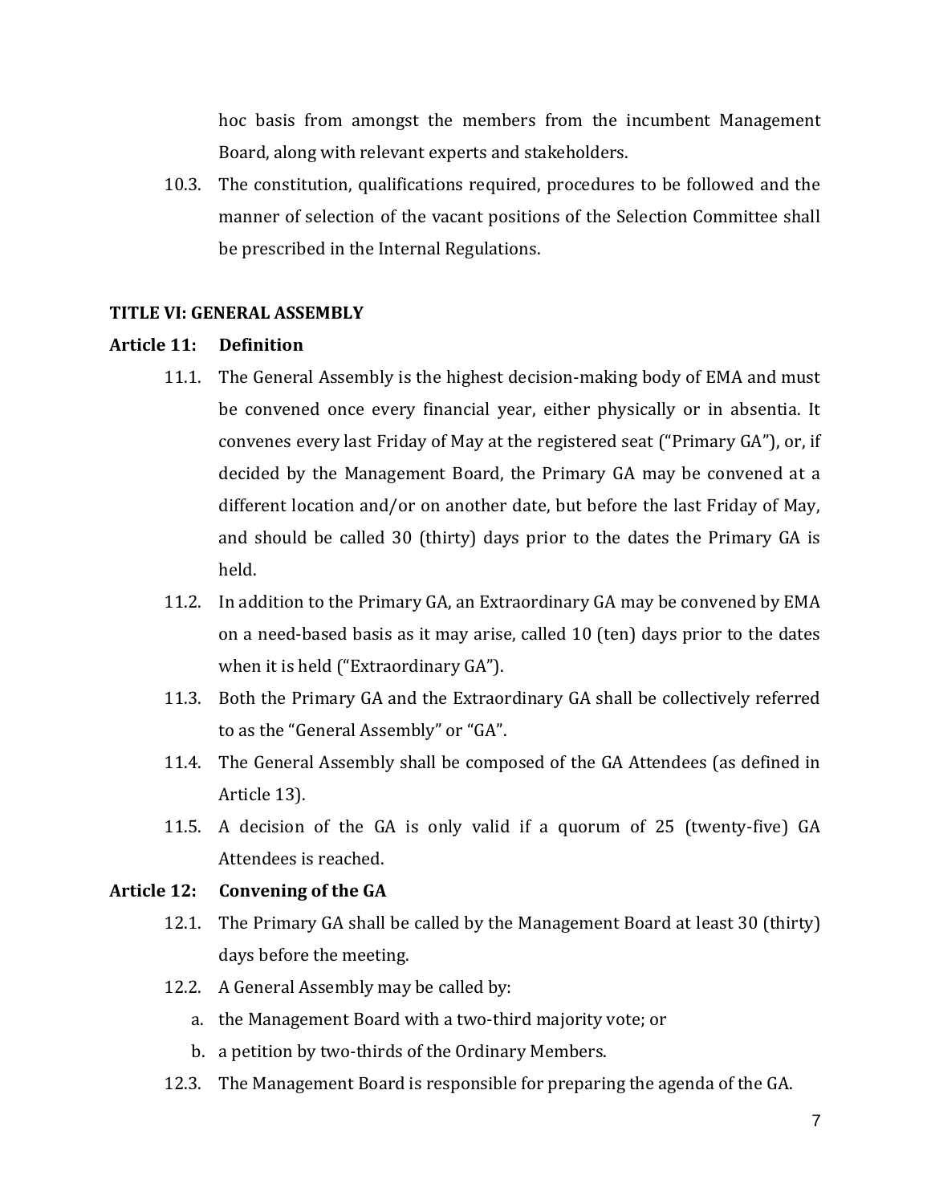hoc basis from amongst the members from the incumbent Management Board, along with relevant experts and stakeholders.

10.3. The constitution, qualifications required, procedures to be followed and the manner of selection of the vacant positions of the Selection Committee shall be prescribed in the Internal Regulations.

## TITLE VI: GENERAL ASSEMBLY

### Article 11: Definition

11.1. The General Assembly is the highest decision-making body of EMA and must be convened once every financial year, either physically or in absentia. It convenes every last Friday of May at the registered seat ("Primary GA"), or, if decided by the Management Board, the Primary GA may be convened at a different location and/or on another date, but before the last Friday of May, and should be called 30 (thirty) days prior to the dates the Primary GA is held.

11.2. In addition to the Primary GA, an Extraordinary GA may be convened by EMA on a need-based basis as it may arise, called 10 (ten) days prior to the dates when it is held ("Extraordinary GA").

11.3. Both the Primary GA and the Extraordinary GA shall be collectively referred to as the "General Assembly" or "GA".

11.4. The General Assembly shall be composed of the GA Attendees (as defined in Article 13).

11.5. A decision of the GA is only valid if a quorum of 25 (twenty-five) GA Attendees is reached.

### Article 12: Convening of the GA

12.1. The Primary GA shall be called by the Management Board at least 30 (thirty) days before the meeting.

12.2. A General Assembly may be called by:

a. the Management Board with a two-third majority vote; or

b. a petition by two-thirds of the Ordinary Members.

12.3. The Management Board is responsible for preparing the agenda of the GA.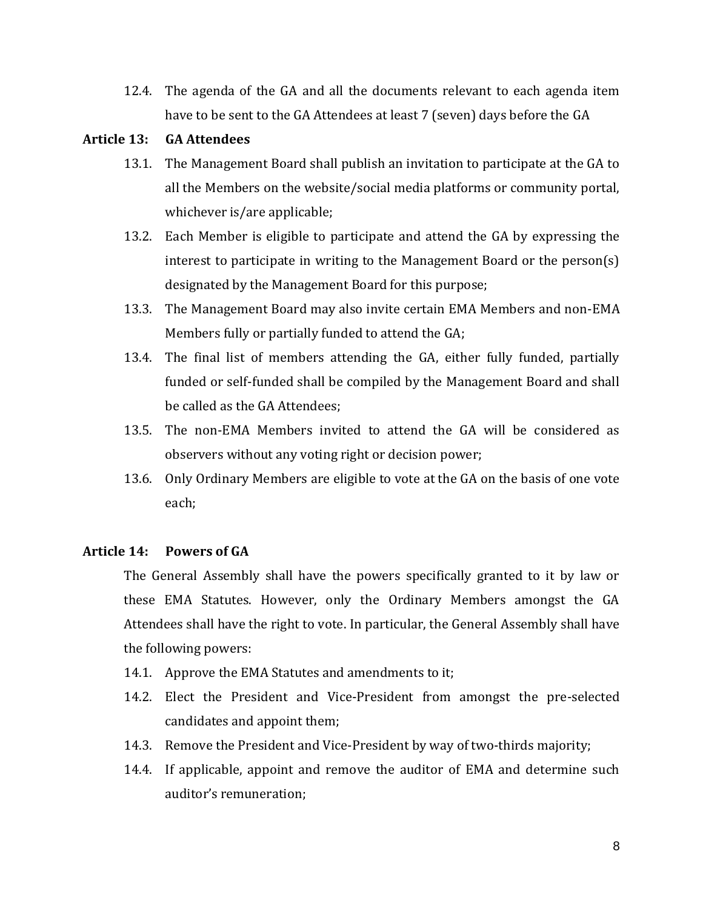12.4. The agenda of the GA and all the documents relevant to each agenda item have to be sent to the GA Attendees at least 7 (seven) days before the GA

**Article 13: GA Attendees**

13.1. The Management Board shall publish an invitation to participate at the GA to all the Members on the website/social media platforms or community portal, whichever is/are applicable;

13.2. Each Member is eligible to participate and attend the GA by expressing the interest to participate in writing to the Management Board or the person(s) designated by the Management Board for this purpose;

13.3. The Management Board may also invite certain EMA Members and non-EMA Members fully or partially funded to attend the GA;

13.4. The final list of members attending the GA, either fully funded, partially funded or self-funded shall be compiled by the Management Board and shall be called as the GA Attendees;

13.5. The non-EMA Members invited to attend the GA will be considered as observers without any voting right or decision power;

13.6. Only Ordinary Members are eligible to vote at the GA on the basis of one vote each;

**Article 14: Powers of GA**

The General Assembly shall have the powers specifically granted to it by law or these EMA Statutes. However, only the Ordinary Members amongst the GA Attendees shall have the right to vote. In particular, the General Assembly shall have the following powers:

14.1. Approve the EMA Statutes and amendments to it;

14.2. Elect the President and Vice-President from amongst the pre-selected candidates and appoint them;

14.3. Remove the President and Vice-President by way of two-thirds majority;

14.4. If applicable, appoint and remove the auditor of EMA and determine such auditor's remuneration;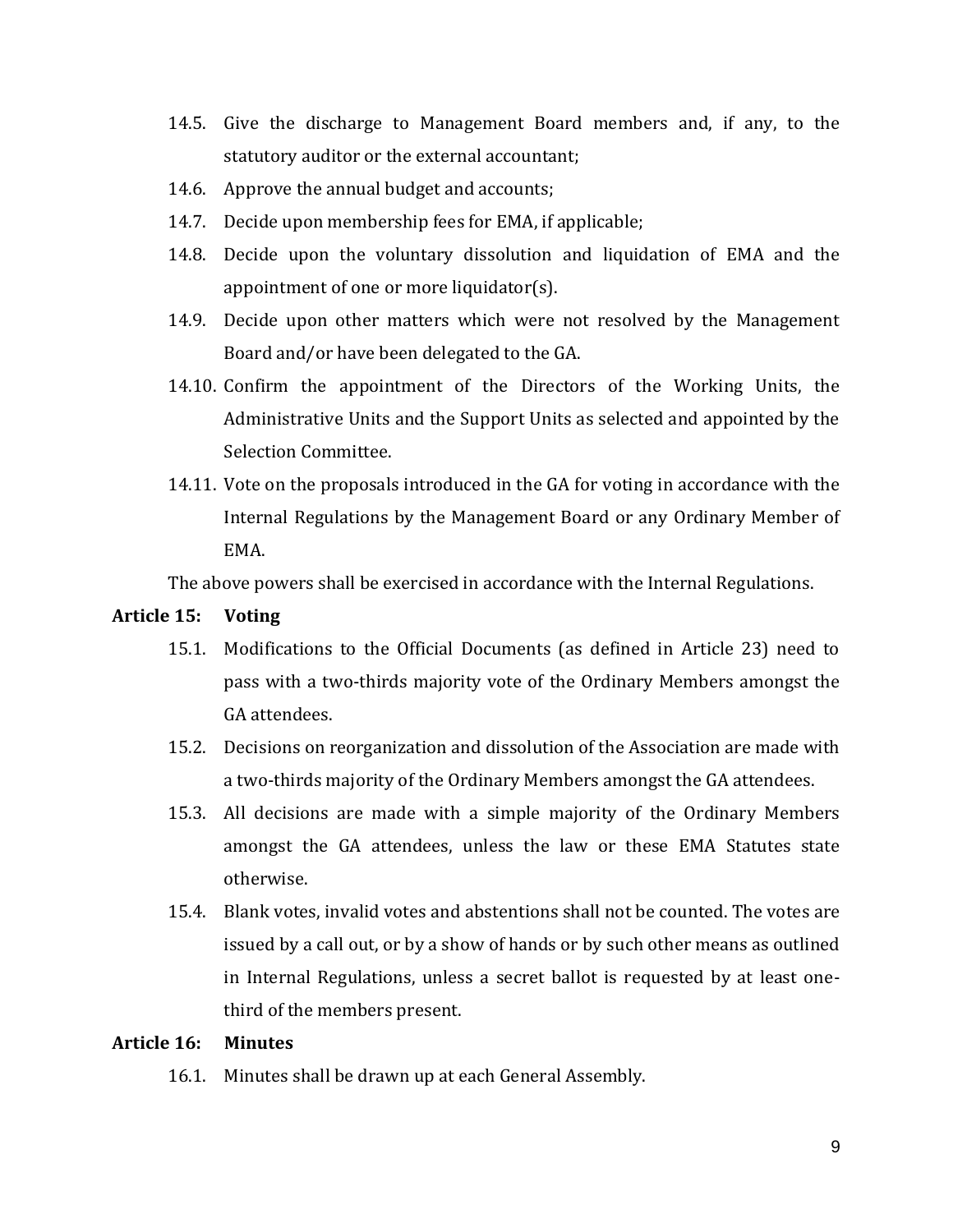14.5. Give the discharge to Management Board members and, if any, to the statutory auditor or the external accountant;

14.6. Approve the annual budget and accounts;

14.7. Decide upon membership fees for EMA, if applicable;

14.8. Decide upon the voluntary dissolution and liquidation of EMA and the appointment of one or more liquidator(s).

14.9. Decide upon other matters which were not resolved by the Management Board and/or have been delegated to the GA.

14.10. Confirm the appointment of the Directors of the Working Units, the Administrative Units and the Support Units as selected and appointed by the Selection Committee.

14.11. Vote on the proposals introduced in the GA for voting in accordance with the Internal Regulations by the Management Board or any Ordinary Member of EMA.

The above powers shall be exercised in accordance with the Internal Regulations.

**Article 15: Voting**

15.1. Modifications to the Official Documents (as defined in Article 23) need to pass with a two-thirds majority vote of the Ordinary Members amongst the GA attendees.

15.2. Decisions on reorganization and dissolution of the Association are made with a two-thirds majority of the Ordinary Members amongst the GA attendees.

15.3. All decisions are made with a simple majority of the Ordinary Members amongst the GA attendees, unless the law or these EMA Statutes state otherwise.

15.4. Blank votes, invalid votes and abstentions shall not be counted. The votes are issued by a call out, or by a show of hands or by such other means as outlined in Internal Regulations, unless a secret ballot is requested by at least one-third of the members present.

**Article 16: Minutes**

16.1. Minutes shall be drawn up at each General Assembly.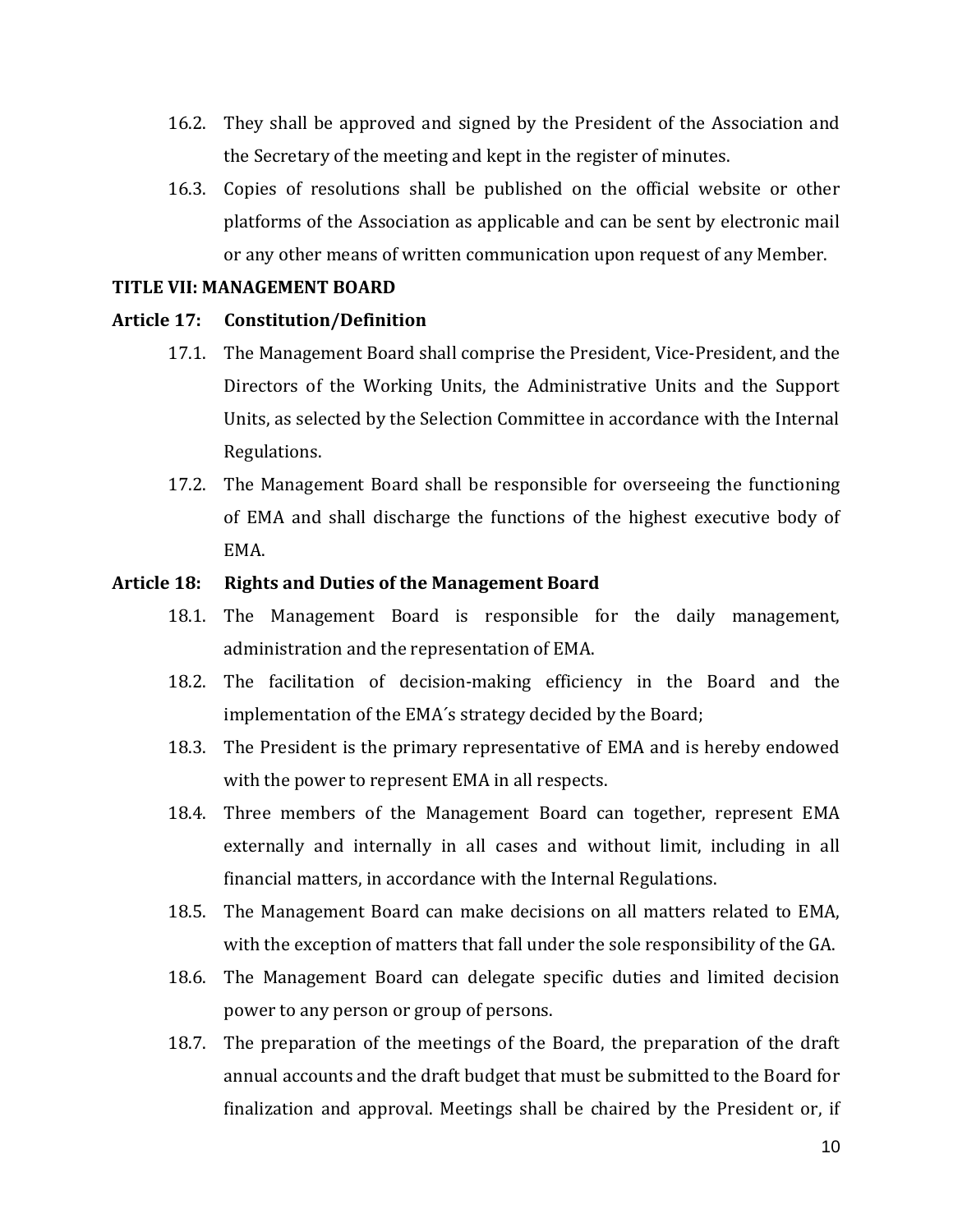16.2. They shall be approved and signed by the President of the Association and the Secretary of the meeting and kept in the register of minutes.

16.3. Copies of resolutions shall be published on the official website or other platforms of the Association as applicable and can be sent by electronic mail or any other means of written communication upon request of any Member.

## TITLE VII: MANAGEMENT BOARD

### Article 17: Constitution/Definition

17.1. The Management Board shall comprise the President, Vice-President, and the Directors of the Working Units, the Administrative Units and the Support Units, as selected by the Selection Committee in accordance with the Internal Regulations.

17.2. The Management Board shall be responsible for overseeing the functioning of EMA and shall discharge the functions of the highest executive body of EMA.

### Article 18: Rights and Duties of the Management Board

18.1. The Management Board is responsible for the daily management, administration and the representation of EMA.

18.2. The facilitation of decision-making efficiency in the Board and the implementation of the EMA´s strategy decided by the Board;

18.3. The President is the primary representative of EMA and is hereby endowed with the power to represent EMA in all respects.

18.4. Three members of the Management Board can together, represent EMA externally and internally in all cases and without limit, including in all financial matters, in accordance with the Internal Regulations.

18.5. The Management Board can make decisions on all matters related to EMA, with the exception of matters that fall under the sole responsibility of the GA.

18.6. The Management Board can delegate specific duties and limited decision power to any person or group of persons.

18.7. The preparation of the meetings of the Board, the preparation of the draft annual accounts and the draft budget that must be submitted to the Board for finalization and approval. Meetings shall be chaired by the President or, if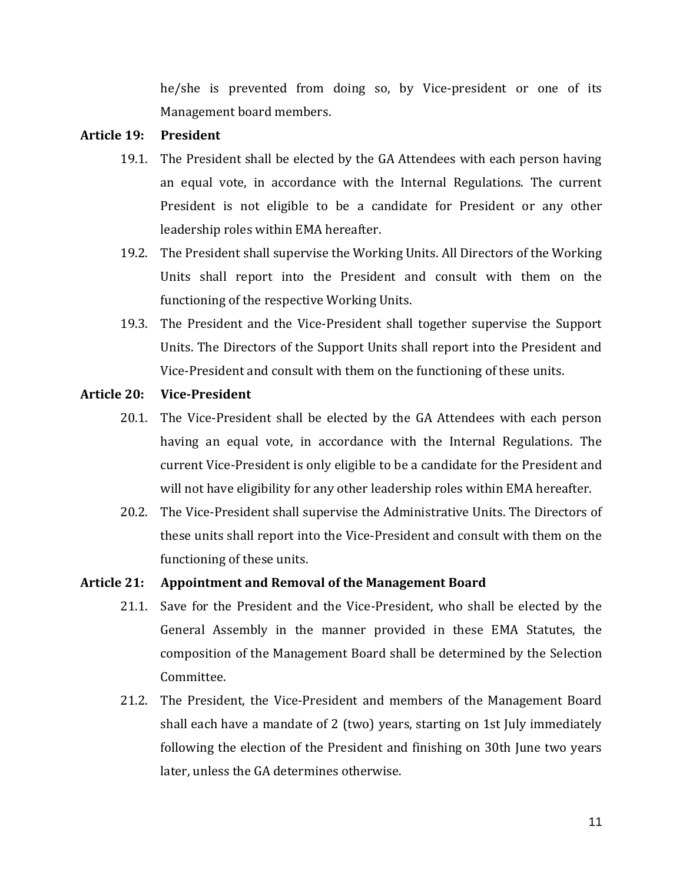he/she is prevented from doing so, by Vice-president or one of its Management board members.

**Article 19: President**

19.1. The President shall be elected by the GA Attendees with each person having an equal vote, in accordance with the Internal Regulations. The current President is not eligible to be a candidate for President or any other leadership roles within EMA hereafter.

19.2. The President shall supervise the Working Units. All Directors of the Working Units shall report into the President and consult with them on the functioning of the respective Working Units.

19.3. The President and the Vice-President shall together supervise the Support Units. The Directors of the Support Units shall report into the President and Vice-President and consult with them on the functioning of these units.

**Article 20: Vice-President**

20.1. The Vice-President shall be elected by the GA Attendees with each person having an equal vote, in accordance with the Internal Regulations. The current Vice-President is only eligible to be a candidate for the President and will not have eligibility for any other leadership roles within EMA hereafter.

20.2. The Vice-President shall supervise the Administrative Units. The Directors of these units shall report into the Vice-President and consult with them on the functioning of these units.

**Article 21: Appointment and Removal of the Management Board**

21.1. Save for the President and the Vice-President, who shall be elected by the General Assembly in the manner provided in these EMA Statutes, the composition of the Management Board shall be determined by the Selection Committee.

21.2. The President, the Vice-President and members of the Management Board shall each have a mandate of 2 (two) years, starting on 1st July immediately following the election of the President and finishing on 30th June two years later, unless the GA determines otherwise.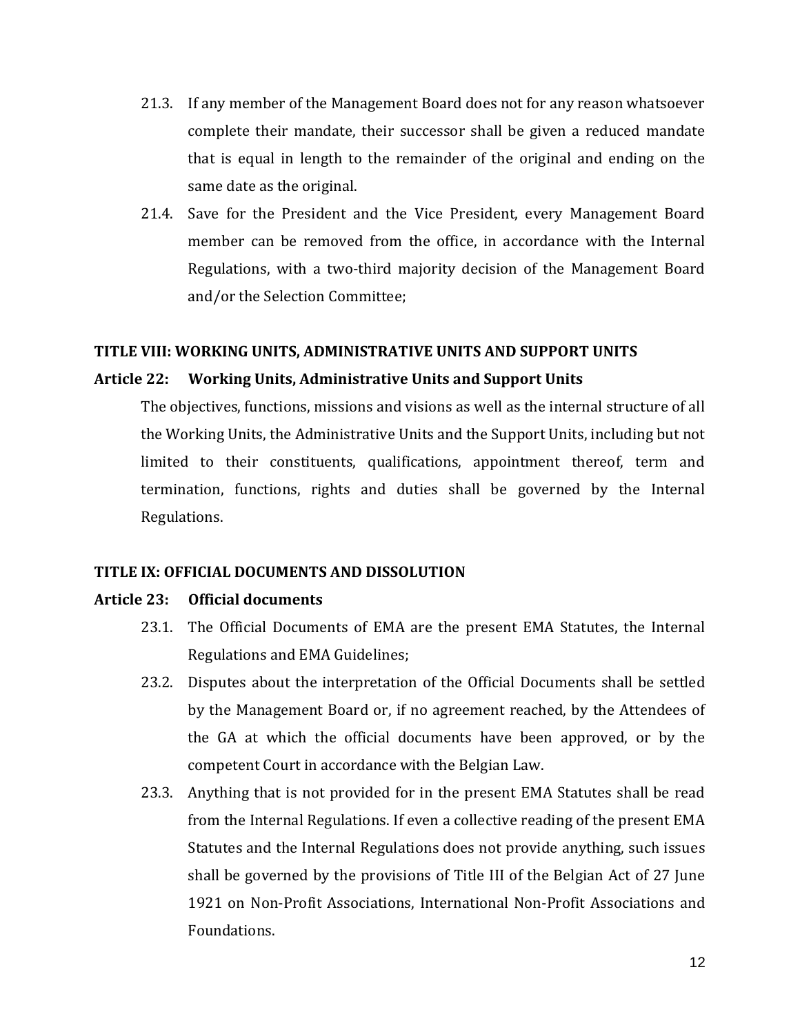21.3. If any member of the Management Board does not for any reason whatsoever complete their mandate, their successor shall be given a reduced mandate that is equal in length to the remainder of the original and ending on the same date as the original.

21.4. Save for the President and the Vice President, every Management Board member can be removed from the office, in accordance with the Internal Regulations, with a two-third majority decision of the Management Board and/or the Selection Committee;

## TITLE VIII: WORKING UNITS, ADMINISTRATIVE UNITS AND SUPPORT UNITS

### Article 22: Working Units, Administrative Units and Support Units

The objectives, functions, missions and visions as well as the internal structure of all the Working Units, the Administrative Units and the Support Units, including but not limited to their constituents, qualifications, appointment thereof, term and termination, functions, rights and duties shall be governed by the Internal Regulations.

## TITLE IX: OFFICIAL DOCUMENTS AND DISSOLUTION

### Article 23: Official documents

23.1. The Official Documents of EMA are the present EMA Statutes, the Internal Regulations and EMA Guidelines;

23.2. Disputes about the interpretation of the Official Documents shall be settled by the Management Board or, if no agreement reached, by the Attendees of the GA at which the official documents have been approved, or by the competent Court in accordance with the Belgian Law.

23.3. Anything that is not provided for in the present EMA Statutes shall be read from the Internal Regulations. If even a collective reading of the present EMA Statutes and the Internal Regulations does not provide anything, such issues shall be governed by the provisions of Title III of the Belgian Act of 27 June 1921 on Non-Profit Associations, International Non-Profit Associations and Foundations.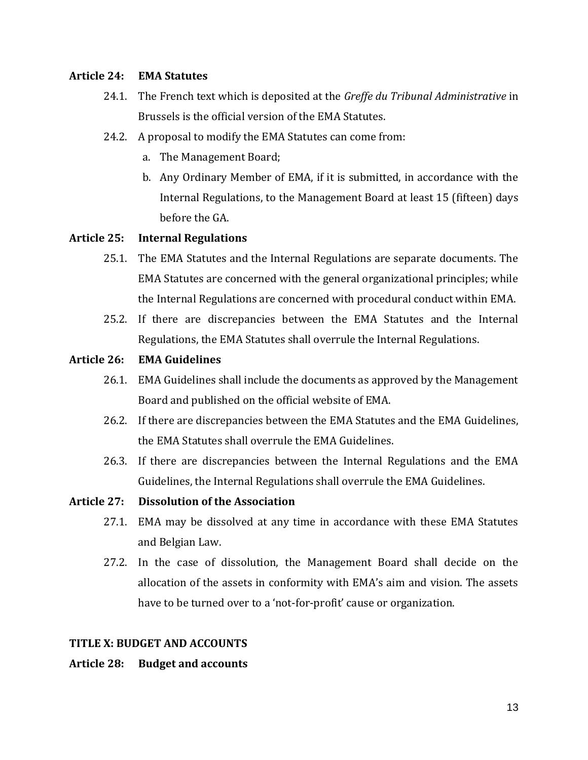**Article 24: EMA Statutes**

24.1. The French text which is deposited at the *Greffe du Tribunal Administrative* in Brussels is the official version of the EMA Statutes.

24.2. A proposal to modify the EMA Statutes can come from:

a. The Management Board;

b. Any Ordinary Member of EMA, if it is submitted, in accordance with the Internal Regulations, to the Management Board at least 15 (fifteen) days before the GA.

**Article 25: Internal Regulations**

25.1. The EMA Statutes and the Internal Regulations are separate documents. The EMA Statutes are concerned with the general organizational principles; while the Internal Regulations are concerned with procedural conduct within EMA.

25.2. If there are discrepancies between the EMA Statutes and the Internal Regulations, the EMA Statutes shall overrule the Internal Regulations.

**Article 26: EMA Guidelines**

26.1. EMA Guidelines shall include the documents as approved by the Management Board and published on the official website of EMA.

26.2. If there are discrepancies between the EMA Statutes and the EMA Guidelines, the EMA Statutes shall overrule the EMA Guidelines.

26.3. If there are discrepancies between the Internal Regulations and the EMA Guidelines, the Internal Regulations shall overrule the EMA Guidelines.

**Article 27: Dissolution of the Association**

27.1. EMA may be dissolved at any time in accordance with these EMA Statutes and Belgian Law.

27.2. In the case of dissolution, the Management Board shall decide on the allocation of the assets in conformity with EMA's aim and vision. The assets have to be turned over to a 'not-for-profit' cause or organization.

## TITLE X: BUDGET AND ACCOUNTS

**Article 28: Budget and accounts**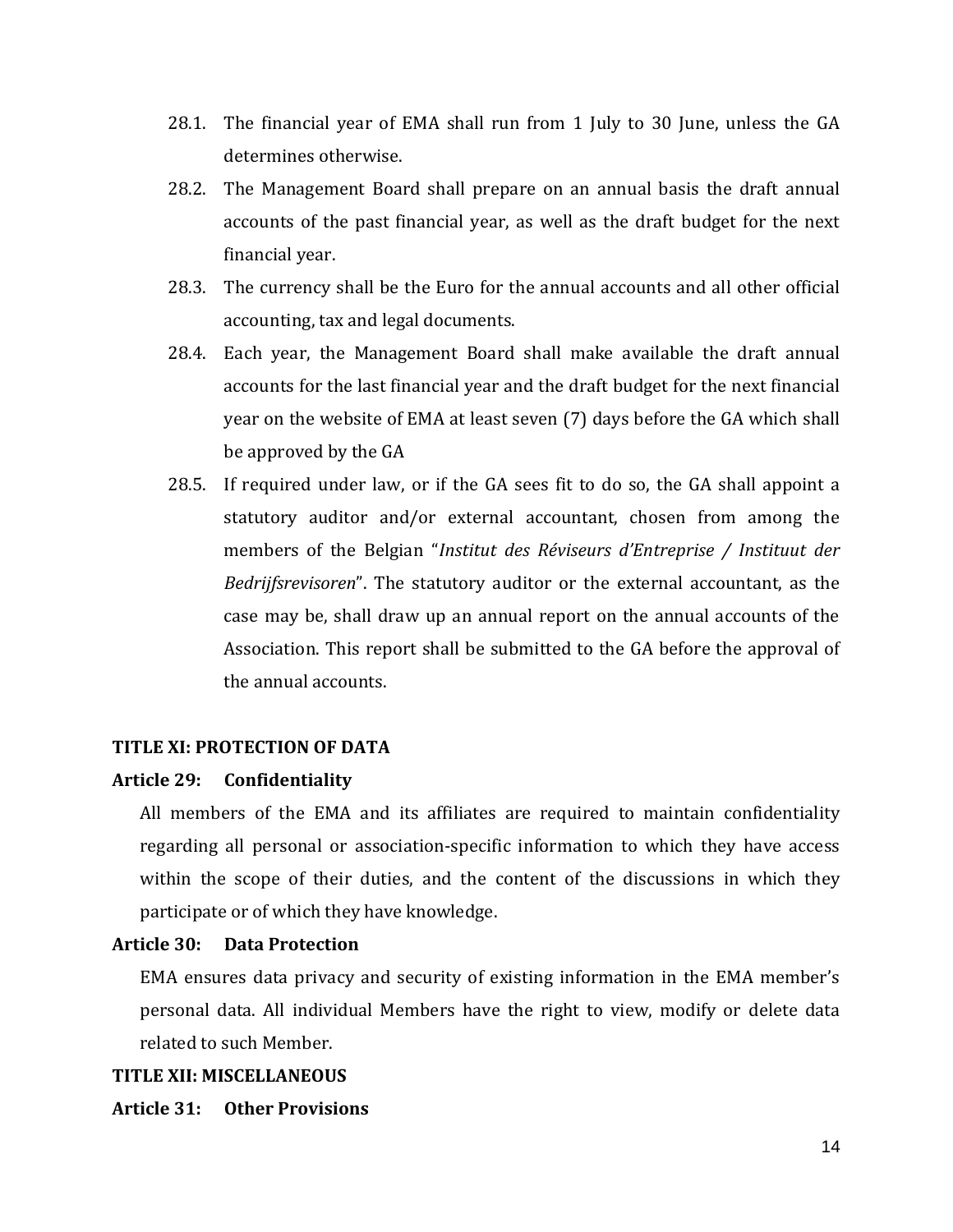28.1. The financial year of EMA shall run from 1 July to 30 June, unless the GA determines otherwise.

28.2. The Management Board shall prepare on an annual basis the draft annual accounts of the past financial year, as well as the draft budget for the next financial year.

28.3. The currency shall be the Euro for the annual accounts and all other official accounting, tax and legal documents.

28.4. Each year, the Management Board shall make available the draft annual accounts for the last financial year and the draft budget for the next financial year on the website of EMA at least seven (7) days before the GA which shall be approved by the GA

28.5. If required under law, or if the GA sees fit to do so, the GA shall appoint a statutory auditor and/or external accountant, chosen from among the members of the Belgian "*Institut des Réviseurs d'Entreprise / Instituut der Bedrijfsrevisoren*". The statutory auditor or the external accountant, as the case may be, shall draw up an annual report on the annual accounts of the Association. This report shall be submitted to the GA before the approval of the annual accounts.

## TITLE XI: PROTECTION OF DATA

### Article 29: Confidentiality

All members of the EMA and its affiliates are required to maintain confidentiality regarding all personal or association-specific information to which they have access within the scope of their duties, and the content of the discussions in which they participate or of which they have knowledge.

### Article 30: Data Protection

EMA ensures data privacy and security of existing information in the EMA member's personal data. All individual Members have the right to view, modify or delete data related to such Member.

## TITLE XII: MISCELLANEOUS

### Article 31: Other Provisions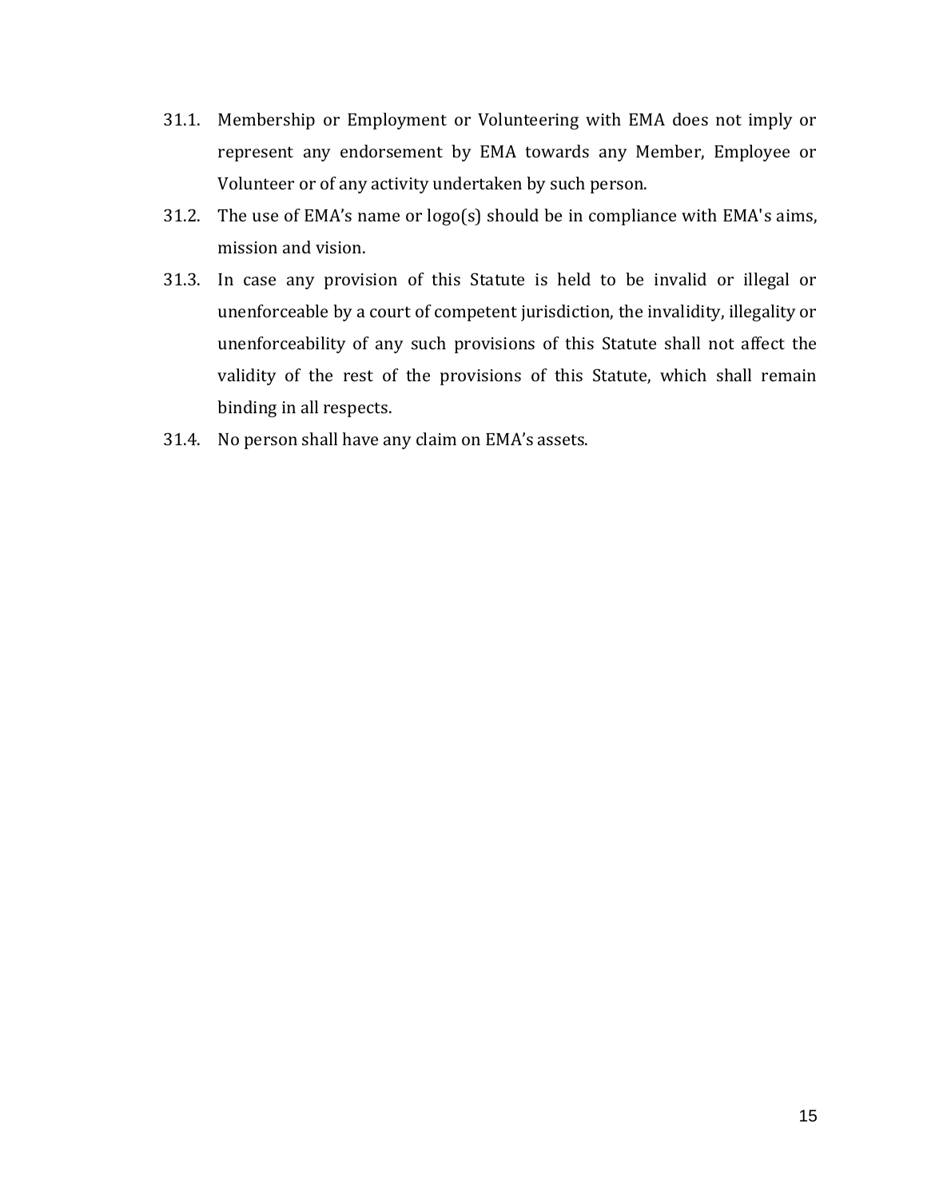31.1. Membership or Employment or Volunteering with EMA does not imply or represent any endorsement by EMA towards any Member, Employee or Volunteer or of any activity undertaken by such person.

31.2. The use of EMA's name or logo(s) should be in compliance with EMA's aims, mission and vision.

31.3. In case any provision of this Statute is held to be invalid or illegal or unenforceable by a court of competent jurisdiction, the invalidity, illegality or unenforceability of any such provisions of this Statute shall not affect the validity of the rest of the provisions of this Statute, which shall remain binding in all respects.

31.4. No person shall have any claim on EMA's assets.